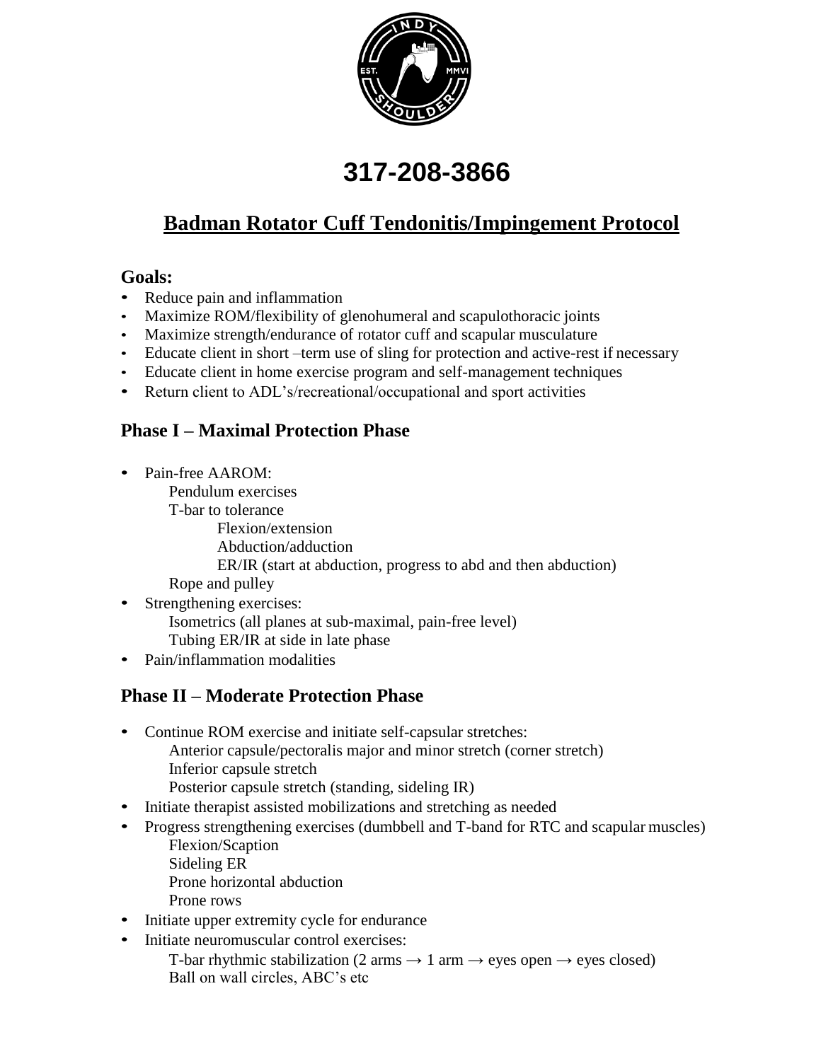# 317-208-3866

## Badman Rotator Cuff Tendonitis/Impingement Protocol

### Goals:

- Reduce pain and inflammation
- Maximize ROM/flexibility of glenohumeral and scapulothoracic joints
- Maximize strength/endurance of rotator cuff and scapular musculature
- Educate client in short –term use of sling for protection and active-rest if necessary
- Educate client in home exercise program and self-management techniques
- Return client to ADL's/recreational/occupational and sport activities

### Phase I – Maximal Protection Phase

- Pain-free AAROM:
  - Pendulum exercises
  - T-bar to tolerance
    - Flexion/extension
    - Abduction/adduction
    - ER/IR (start at abduction, progress to abd and then abduction)
  - Rope and pulley
- Strengthening exercises:
  - Isometrics (all planes at sub-maximal, pain-free level)
  - Tubing ER/IR at side in late phase
- Pain/inflammation modalities

### Phase II – Moderate Protection Phase

- Continue ROM exercise and initiate self-capsular stretches:
  - Anterior capsule/pectoralis major and minor stretch (corner stretch)
  - Inferior capsule stretch
  - Posterior capsule stretch (standing, sideling IR)
- Initiate therapist assisted mobilizations and stretching as needed
- Progress strengthening exercises (dumbbell and T-band for RTC and scapular muscles)
  - Flexion/Scaption
  - Sideling ER
  - Prone horizontal abduction
  - Prone rows
- Initiate upper extremity cycle for endurance
- Initiate neuromuscular control exercises:
  - T-bar rhythmic stabilization (2 arms → 1 arm → eyes open → eyes closed)
  - Ball on wall circles, ABC's etc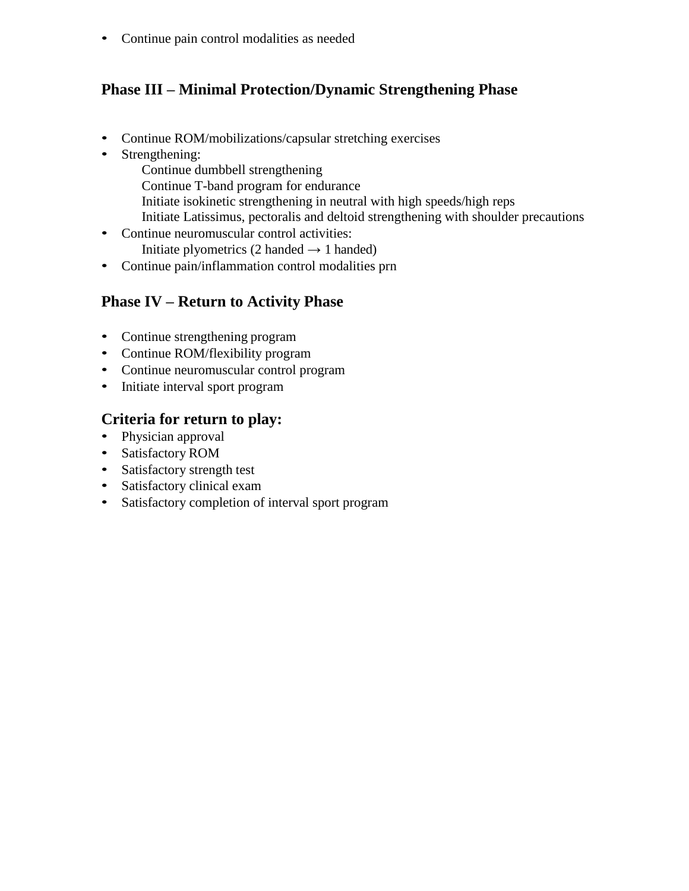- Continue pain control modalities as needed

## Phase III – Minimal Protection/Dynamic Strengthening Phase

- Continue ROM/mobilizations/capsular stretching exercises
- Strengthening:
  - Continue dumbbell strengthening
  - Continue T-band program for endurance
  - Initiate isokinetic strengthening in neutral with high speeds/high reps
  - Initiate Latissimus, pectoralis and deltoid strengthening with shoulder precautions
- Continue neuromuscular control activities:
  - Initiate plyometrics (2 handed → 1 handed)
- Continue pain/inflammation control modalities prn

## Phase IV – Return to Activity Phase

- Continue strengthening program
- Continue ROM/flexibility program
- Continue neuromuscular control program
- Initiate interval sport program

## Criteria for return to play:

- Physician approval
- Satisfactory ROM
- Satisfactory strength test
- Satisfactory clinical exam
- Satisfactory completion of interval sport program